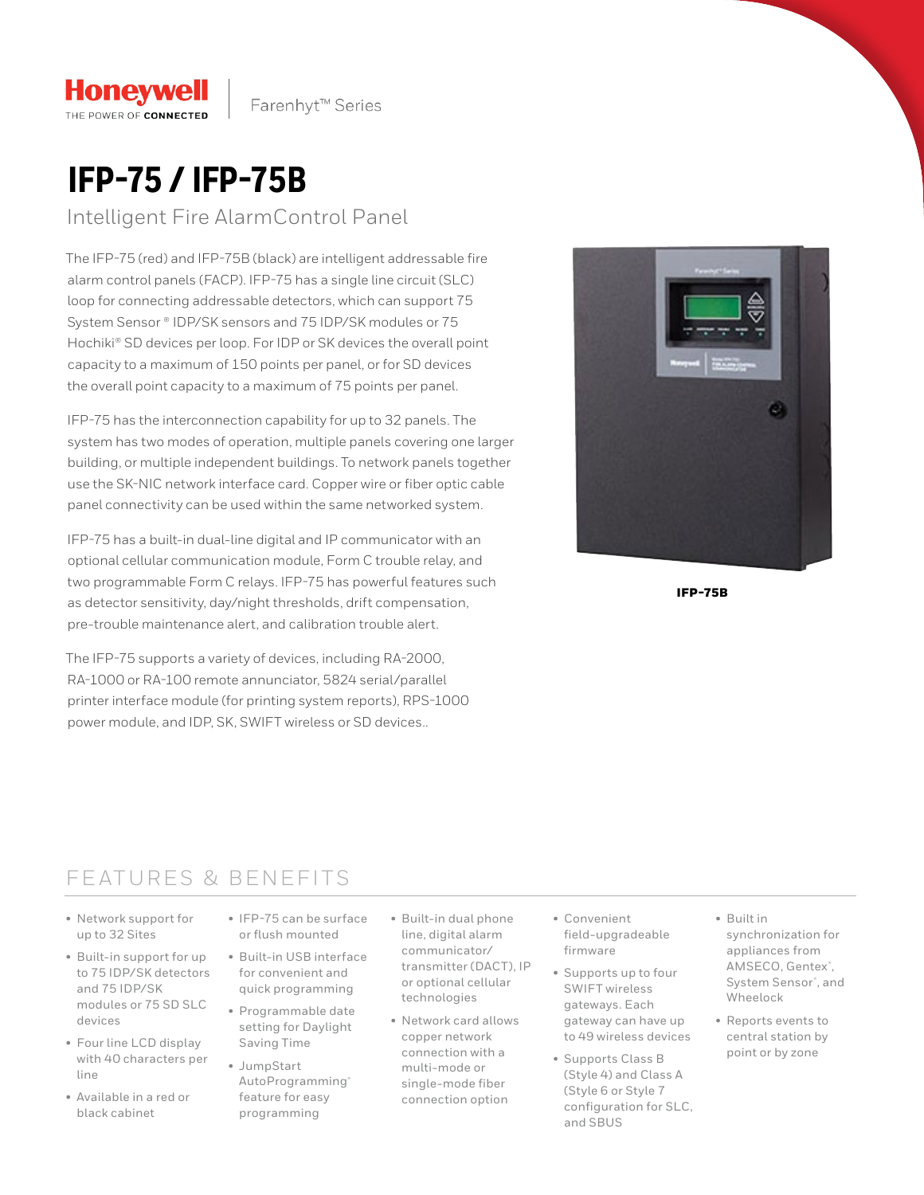Honeywell
THE POWER OF CONNECTED

Farenhyt™ Series

# IFP-75 / IFP-75B

## Intelligent Fire AlarmControl Panel

The IFP-75 (red) and IFP-75B (black) are intelligent addressable fire alarm control panels (FACP). IFP-75 has a single line circuit (SLC) loop for connecting addressable detectors, which can support 75 System Sensor® IDP/SK sensors and 75 IDP/SK modules or 75 Hochiki® SD devices per loop. For IDP or SK devices the overall point capacity to a maximum of 150 points per panel, or for SD devices the overall point capacity to a maximum of 75 points per panel.

IFP-75 has the interconnection capability for up to 32 panels. The system has two modes of operation, multiple panels covering one larger building, or multiple independent buildings. To network panels together use the SK-NIC network interface card. Copper wire or fiber optic cable panel connectivity can be used within the same networked system.

IFP-75 has a built-in dual-line digital and IP communicator with an optional cellular communication module, Form C trouble relay, and two programmable Form C relays. IFP-75 has powerful features such as detector sensitivity, day/night thresholds, drift compensation, pre-trouble maintenance alert, and calibration trouble alert.

The IFP-75 supports a variety of devices, including RA-2000, RA-1000 or RA-100 remote annunciator, 5824 serial/parallel printer interface module (for printing system reports), RPS-1000 power module, and IDP, SK, SWIFT wireless or SD devices..

**IFP-75B**

## FEATURES & BENEFITS

- Network support for up to 32 Sites
- Built-in support for up to 75 IDP/SK detectors and 75 IDP/SK modules or 75 SD SLC devices
- Four line LCD display with 40 characters per line
- Available in a red or black cabinet
- IFP-75 can be surface or flush mounted
- Built-in USB interface for convenient and quick programming
- Programmable date setting for Daylight Saving Time
- JumpStart AutoProgramming® feature for easy programming
- Built-in dual phone line, digital alarm communicator/ transmitter (DACT), IP or optional cellular technologies
- Network card allows copper network connection with a multi-mode or single-mode fiber connection option
- Convenient field-upgradeable firmware
- Supports up to four SWIFT wireless gateways. Each gateway can have up to 49 wireless devices
- Supports Class B (Style 4) and Class A (Style 6 or Style 7 configuration for SLC, and SBUS
- Built in synchronization for appliances from AMSECO, Gentex®, System Sensor®, and Wheelock
- Reports events to central station by point or by zone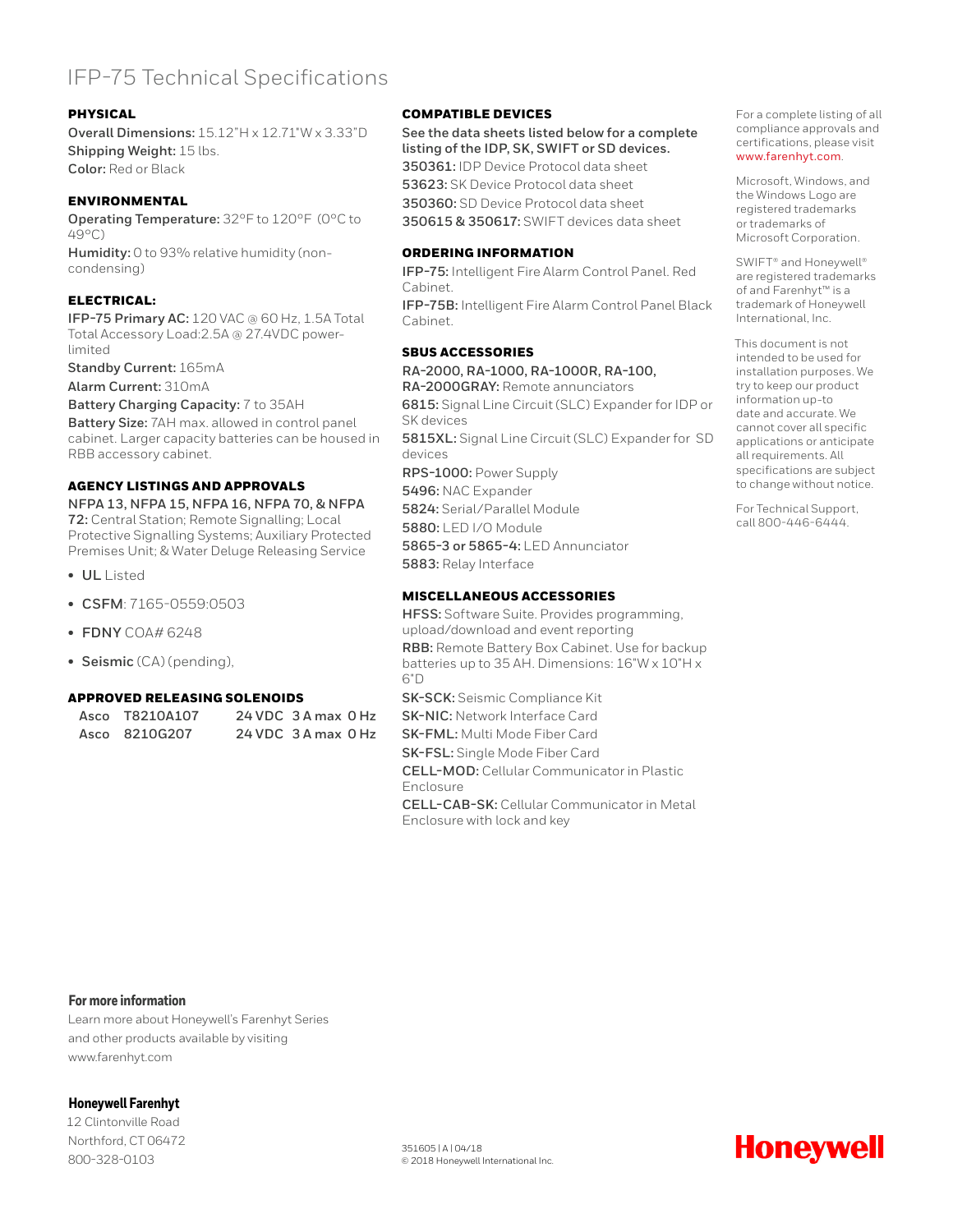# IFP-75 Technical Specifications

### PHYSICAL

**Overall Dimensions:** 15.12"H x 12.71"W x 3.33"D
**Shipping Weight:** 15 lbs.
**Color:** Red or Black

### ENVIRONMENTAL

**Operating Temperature:** 32°F to 120°F (0°C to 49°C)

**Humidity:** 0 to 93% relative humidity (non-condensing)

### ELECTRICAL:

**IFP-75 Primary AC:** 120 VAC @ 60 Hz, 1.5A Total Total Accessory Load:2.5A @ 27.4VDC power-limited

**Standby Current:** 165mA

**Alarm Current:** 310mA

**Battery Charging Capacity:** 7 to 35AH

**Battery Size:** 7AH max. allowed in control panel cabinet. Larger capacity batteries can be housed in RBB accessory cabinet.

### AGENCY LISTINGS AND APPROVALS

**NFPA 13, NFPA 15, NFPA 16, NFPA 70, & NFPA 72:** Central Station; Remote Signalling; Local Protective Signalling Systems; Auxiliary Protected Premises Unit; & Water Deluge Releasing Service

- **UL** Listed
- **CSFM**: 7165-0559:0503
- **FDNY** COA# 6248
- **Seismic** (CA) (pending),

### APPROVED RELEASING SOLENOIDS

| | | | | |
|---|---|---|---|---|
| Asco | T8210A107 | 24 VDC | 3 A max | 0 Hz |
| Asco | 8210G207 | 24 VDC | 3 A max | 0 Hz |

### COMPATIBLE DEVICES

**See the data sheets listed below for a complete listing of the IDP, SK, SWIFT or SD devices.**
**350361:** IDP Device Protocol data sheet
**53623:** SK Device Protocol data sheet
**350360:** SD Device Protocol data sheet
**350615 & 350617:** SWIFT devices data sheet

### ORDERING INFORMATION

**IFP-75:** Intelligent Fire Alarm Control Panel. Red Cabinet.

**IFP-75B:** Intelligent Fire Alarm Control Panel Black Cabinet.

### SBUS ACCESSORIES

**RA-2000, RA-1000, RA-1000R, RA-100, RA-2000GRAY:** Remote annunciators
**6815:** Signal Line Circuit (SLC) Expander for IDP or SK devices
**5815XL:** Signal Line Circuit (SLC) Expander for SD devices
**RPS-1000:** Power Supply
**5496:** NAC Expander
**5824:** Serial/Parallel Module
**5880:** LED I/O Module
**5865-3 or 5865-4:** LED Annunciator
**5883:** Relay Interface

### MISCELLANEOUS ACCESSORIES

**HFSS:** Software Suite. Provides programming, upload/download and event reporting
**RBB:** Remote Battery Box Cabinet. Use for backup batteries up to 35 AH. Dimensions: 16"W x 10"H x 6"D
**SK-SCK:** Seismic Compliance Kit
**SK-NIC:** Network Interface Card
**SK-FML:** Multi Mode Fiber Card
**SK-FSL:** Single Mode Fiber Card
**CELL-MOD:** Cellular Communicator in Plastic Enclosure
**CELL-CAB-SK:** Cellular Communicator in Metal Enclosure with lock and key

For a complete listing of all compliance approvals and certifications, please visit www.farenhyt.com.

Microsoft, Windows, and the Windows Logo are registered trademarks or trademarks of Microsoft Corporation.

SWIFT® and Honeywell® are registered trademarks of and Farenhyt™ is a trademark of Honeywell International, Inc.

This document is not intended to be used for installation purposes. We try to keep our product information up-to date and accurate. We cannot cover all specific applications or anticipate all requirements. All specifications are subject to change without notice.

For Technical Support, call 800-446-6444.

**For more information**

Learn more about Honeywell's Farenhyt Series and other products available by visiting www.farenhyt.com

**Honeywell Farenhyt**

12 Clintonville Road
Northford, CT 06472
800-328-0103

351605 | A | 04/18
© 2018 Honeywell International Inc.

**Honeywell**